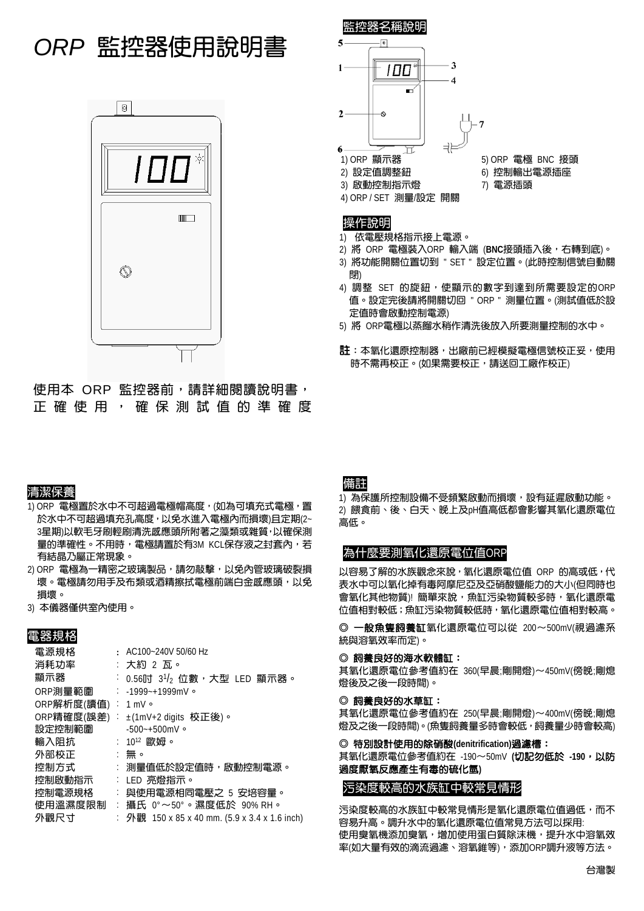# ORP 監控器使用說明書

使用本 ORP 監控器前，請詳細閱讀說明書，正 確 使 用 ， 確 保 測 試 值 的 準 確 度

## 監控器名稱說明

1) ORP 顯示器
2) 設定值調整鈕
3) 啟動控制指示燈
4) ORP / SET 測量/設定 開關
5) ORP 電極 BNC 接頭
6) 控制輸出電源插座
7) 電源插頭

## 操作說明

1) 依電壓規格指示接上電源。
2) 將 ORP 電極裝入ORP 輸入端 (**BNC接頭插入後，右轉到底**)。
3) 將功能開關位置切到 " SET " 設定位置。(此時控制信號自動關閉)
4) 調整 SET 的旋鈕，使顯示的數字到達到所需要設定的ORP值。設定完後請將開關切回 " ORP " 測量位置。(測試值低於設定值時會啟動控制電源)
5) 將 ORP電極以蒸餾水稍作清洗後放入所要測量控制的水中。

**註**：本氧化還原控制器，出廠前已經模擬電極信號校正妥，使用時不需再校正。(如果需要校正，請送回工廠作校正)

## 清潔保養

1) ORP 電極置於水中不可超過電極帽高度，(如為可填充式電極，置於水中不可超過填充孔高度，以免水進入電極內而損壞)且定期(2~3星期)以軟毛牙刷輕刷清洗感應頭所附著之藻類或雜質，以確保測量的準確性。不用時，電極請置於有3M KCL保存液之封套內，若有結晶乃屬正常現象。
2) ORP 電極為一精密之玻璃製品，請勿敲擊，以免內管玻璃破裂損壞。電極請勿用手及布類或酒精擦拭電極前端白金感應頭，以免損壞。
3) 本儀器僅供室內使用。

## 電器規格

| | |
|---|---|
| 電源規格 | ：AC100~240V 50/60 Hz |
| 消耗功率 | ：大約 2 瓦。 |
| 顯示器 | ：0.56吋 $3^1/_2$ 位數，大型 LED 顯示器。 |
| ORP測量範圍 | ：-1999~+1999mV。 |
| ORP解析度(讀值) | ：1 mV。 |
| ORP精確度(誤差) | ：±(1mV+2 digits 校正後)。 |
| 設定控制範圍 | -500~+500mV。 |
| 輸入阻抗 | ：$10^{12}$ 歐姆。 |
| 外部校正 | ：無。 |
| 控制方式 | ：測量值低於設定值時，啟動控制電源。 |
| 控制啟動指示 | ：LED 亮燈指示。 |
| 控制電源規格 | ：與使用電源相同電壓之 5 安培容量。 |
| 使用溫濕度限制 | ：攝氏 0°～50°。濕度低於 90% RH。 |
| 外觀尺寸 | ：外觀 150 x 85 x 40 mm. (5.9 x 3.4 x 1.6 inch) |

## 備註

1) 為保護所控制設備不受頻繁啟動而損壞，設有延遲啟動功能。
2) 餵食前、後、白天、晚上及pH值高低都會影響其氧化還原電位高低。

## 為什麼要測氧化還原電位值ORP

以容易了解的水族觀念來說，氧化還原電位值 ORP 的高或低，代表水中可以氧化掉有毒阿摩尼亞及亞硝酸鹽能力的大小(但同時也會氧化其他物質)! 簡單來說，魚缸污染物質較多時，氧化還原電位值相對較低；魚缸污染物質較低時，氧化還原電位值相對較高。

◎ **一般魚隻飼養缸**氧化還原電位可以從 200～500mV(視過濾系統與溶氧效率而定)。

◎ **飼養良好的海水軟體缸：**
其氧化還原電位參考值約在 360(早晨;剛開燈)～450mV(傍晚;剛熄燈後及之後一段時間)。

◎ **飼養良好的水草缸：**
其氧化還原電位參考值約在 250(早晨;剛開燈)～400mV(傍晚;剛熄燈及之後一段時間)。(魚隻飼養量多時會較低，飼養量少時會較高)

◎ **特別設計使用的除硝酸(denitrification)過濾槽：**
其氧化還原電位參考值約在 -190～50mV **(切記勿低於 -190，以防過度厭氧反應產生有毒的硫化氫)**

## 污染度較高的水族缸中較常見情形

污染度較高的水族缸中較常見情形是氧化還原電位值過低，而不容易升高。調升水中的氧化還原電位值常見方法可以採用:
使用臭氧機添加臭氧，增加使用蛋白質除沫機，提升水中溶氧效率(如大量有效的滴流過濾、溶氧錐等)，添加ORP調升液等方法。

台灣製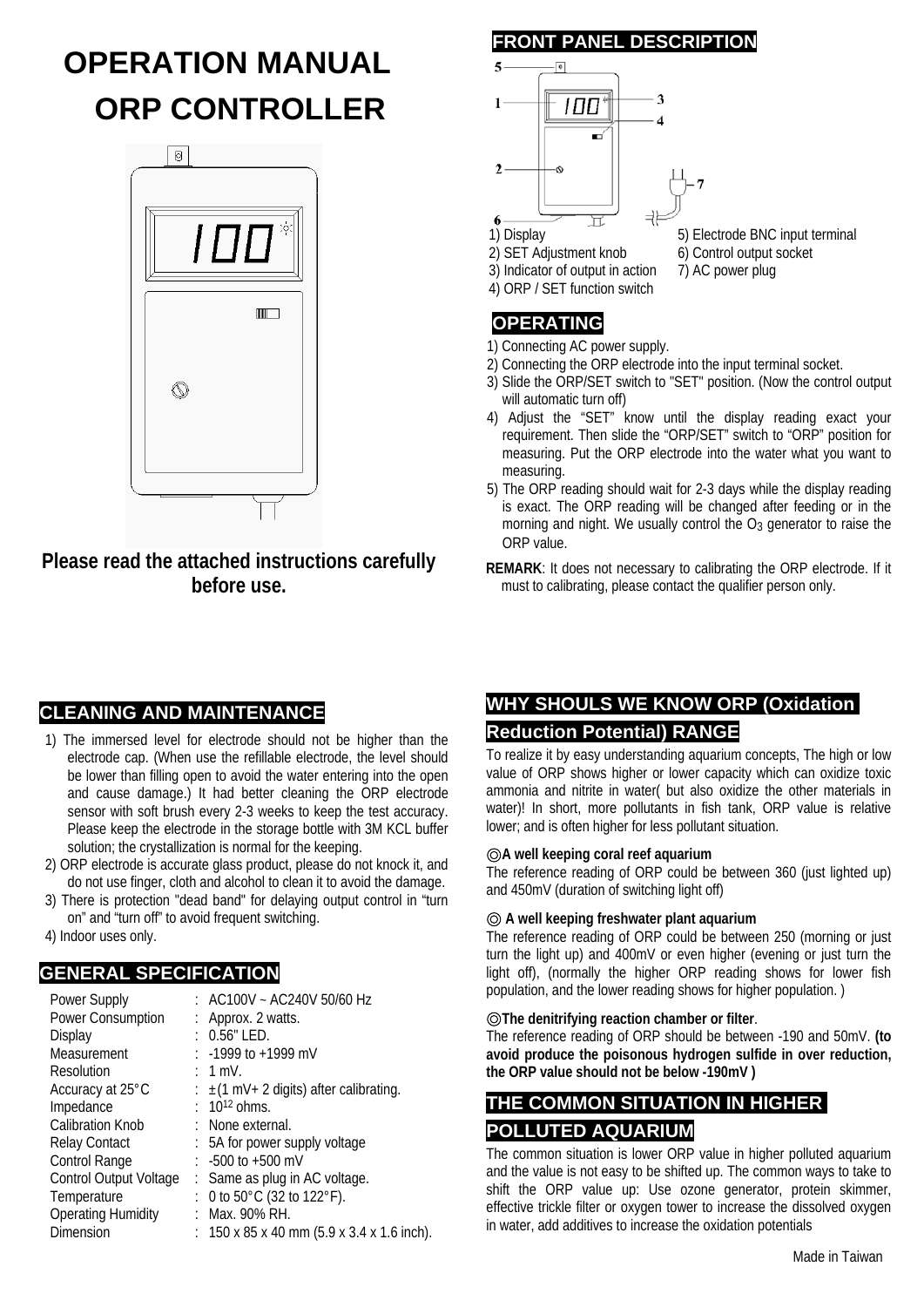# OPERATION MANUAL
# ORP CONTROLLER

**Please read the attached instructions carefully before use.**

## FRONT PANEL DESCRIPTION

5
1
3
4
2
7
6

1) Display
2) SET Adjustment knob
3) Indicator of output in action
4) ORP / SET function switch
5) Electrode BNC input terminal
6) Control output socket
7) AC power plug

## OPERATING

1) Connecting AC power supply.
2) Connecting the ORP electrode into the input terminal socket.
3) Slide the ORP/SET switch to "SET" position. (Now the control output will automatic turn off)
4) Adjust the "SET" know until the display reading exact your requirement. Then slide the "ORP/SET" switch to "ORP" position for measuring. Put the ORP electrode into the water what you want to measuring.
5) The ORP reading should wait for 2-3 days while the display reading is exact. The ORP reading will be changed after feeding or in the morning and night. We usually control the $O_3$ generator to raise the ORP value.

**REMARK**: It does not necessary to calibrating the ORP electrode. If it must to calibrating, please contact the qualifier person only.

## CLEANING AND MAINTENANCE

1) The immersed level for electrode should not be higher than the electrode cap. (When use the refillable electrode, the level should be lower than filling open to avoid the water entering into the open and cause damage.) It had better cleaning the ORP electrode sensor with soft brush every 2-3 weeks to keep the test accuracy. Please keep the electrode in the storage bottle with 3M KCL buffer solution; the crystallization is normal for the keeping.
2) ORP electrode is accurate glass product, please do not knock it, and do not use finger, cloth and alcohol to clean it to avoid the damage.
3) There is protection "dead band" for delaying output control in "turn on" and "turn off" to avoid frequent switching.
4) Indoor uses only.

## GENERAL SPECIFICATION

| | | |
|---|---|---|
| Power Supply | : | AC100V ~ AC240V 50/60 Hz |
| Power Consumption | : | Approx. 2 watts. |
| Display | : | 0.56" LED. |
| Measurement | : | -1999 to +1999 mV |
| Resolution | : | 1 mV. |
| Accuracy at 25°C | : | ±(1 mV+ 2 digits) after calibrating. |
| Impedance | : | $10^{12}$ ohms. |
| Calibration Knob | : | None external. |
| Relay Contact | : | 5A for power supply voltage |
| Control Range | : | -500 to +500 mV |
| Control Output Voltage | : | Same as plug in AC voltage. |
| Temperature | : | 0 to 50°C (32 to 122°F). |
| Operating Humidity | : | Max. 90% RH. |
| Dimension | : | 150 x 85 x 40 mm (5.9 x 3.4 x 1.6 inch). |

## WHY SHOULS WE KNOW ORP (Oxidation Reduction Potential) RANGE

To realize it by easy understanding aquarium concepts, The high or low value of ORP shows higher or lower capacity which can oxidize toxic ammonia and nitrite in water( but also oxidize the other materials in water)! In short, more pollutants in fish tank, ORP value is relative lower; and is often higher for less pollutant situation.

**◎A well keeping coral reef aquarium**

The reference reading of ORP could be between 360 (just lighted up) and 450mV (duration of switching light off)

**◎ A well keeping freshwater plant aquarium**

The reference reading of ORP could be between 250 (morning or just turn the light up) and 400mV or even higher (evening or just turn the light off), (normally the higher ORP reading shows for lower fish population, and the lower reading shows for higher population. )

**◎The denitrifying reaction chamber or filter**.

The reference reading of ORP should be between -190 and 50mV. **(to avoid produce the poisonous hydrogen sulfide in over reduction, the ORP value should not be below -190mV )**

## THE COMMON SITUATION IN HIGHER POLLUTED AQUARIUM

The common situation is lower ORP value in higher polluted aquarium and the value is not easy to be shifted up. The common ways to take to shift the ORP value up: Use ozone generator, protein skimmer, effective trickle filter or oxygen tower to increase the dissolved oxygen in water, add additives to increase the oxidation potentials

Made in Taiwan